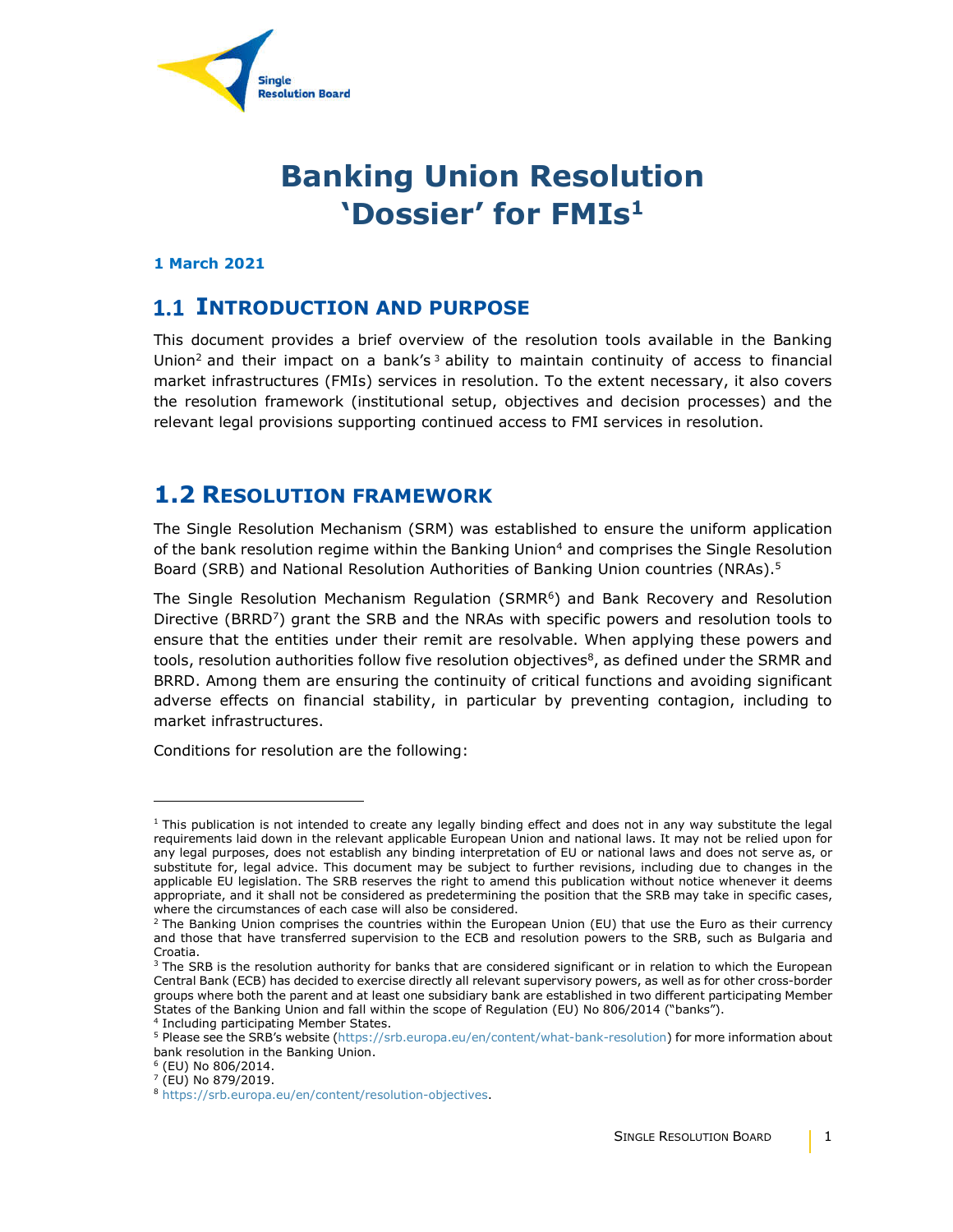# Banking Union Resolution 'Dossier' for FMIs[1]

**1 March 2021**

## 1.1 INTRODUCTION AND PURPOSE

This document provides a brief overview of the resolution tools available in the Banking Union[2] and their impact on a bank's[3] ability to maintain continuity of access to financial market infrastructures (FMIs) services in resolution. To the extent necessary, it also covers the resolution framework (institutional setup, objectives and decision processes) and the relevant legal provisions supporting continued access to FMI services in resolution.

## 1.2 RESOLUTION FRAMEWORK

The Single Resolution Mechanism (SRM) was established to ensure the uniform application of the bank resolution regime within the Banking Union[4] and comprises the Single Resolution Board (SRB) and National Resolution Authorities of Banking Union countries (NRAs).[5]

The Single Resolution Mechanism Regulation (SRMR[6]) and Bank Recovery and Resolution Directive (BRRD[7]) grant the SRB and the NRAs with specific powers and resolution tools to ensure that the entities under their remit are resolvable. When applying these powers and tools, resolution authorities follow five resolution objectives[8], as defined under the SRMR and BRRD. Among them are ensuring the continuity of critical functions and avoiding significant adverse effects on financial stability, in particular by preventing contagion, including to market infrastructures.

Conditions for resolution are the following:

---

[1] This publication is not intended to create any legally binding effect and does not in any way substitute the legal requirements laid down in the relevant applicable European Union and national laws. It may not be relied upon for any legal purposes, does not establish any binding interpretation of EU or national laws and does not serve as, or substitute for, legal advice. This document may be subject to further revisions, including due to changes in the applicable EU legislation. The SRB reserves the right to amend this publication without notice whenever it deems appropriate, and it shall not be considered as predetermining the position that the SRB may take in specific cases, where the circumstances of each case will also be considered.

[2] The Banking Union comprises the countries within the European Union (EU) that use the Euro as their currency and those that have transferred supervision to the ECB and resolution powers to the SRB, such as Bulgaria and Croatia.

[3] The SRB is the resolution authority for banks that are considered significant or in relation to which the European Central Bank (ECB) has decided to exercise directly all relevant supervisory powers, as well as for other cross-border groups where both the parent and at least one subsidiary bank are established in two different participating Member States of the Banking Union and fall within the scope of Regulation (EU) No 806/2014 ("banks").

[4] Including participating Member States.

[5] Please see the SRB's website (https://srb.europa.eu/en/content/what-bank-resolution) for more information about bank resolution in the Banking Union.

[6] (EU) No 806/2014.

[7] (EU) No 879/2019.

[8] https://srb.europa.eu/en/content/resolution-objectives.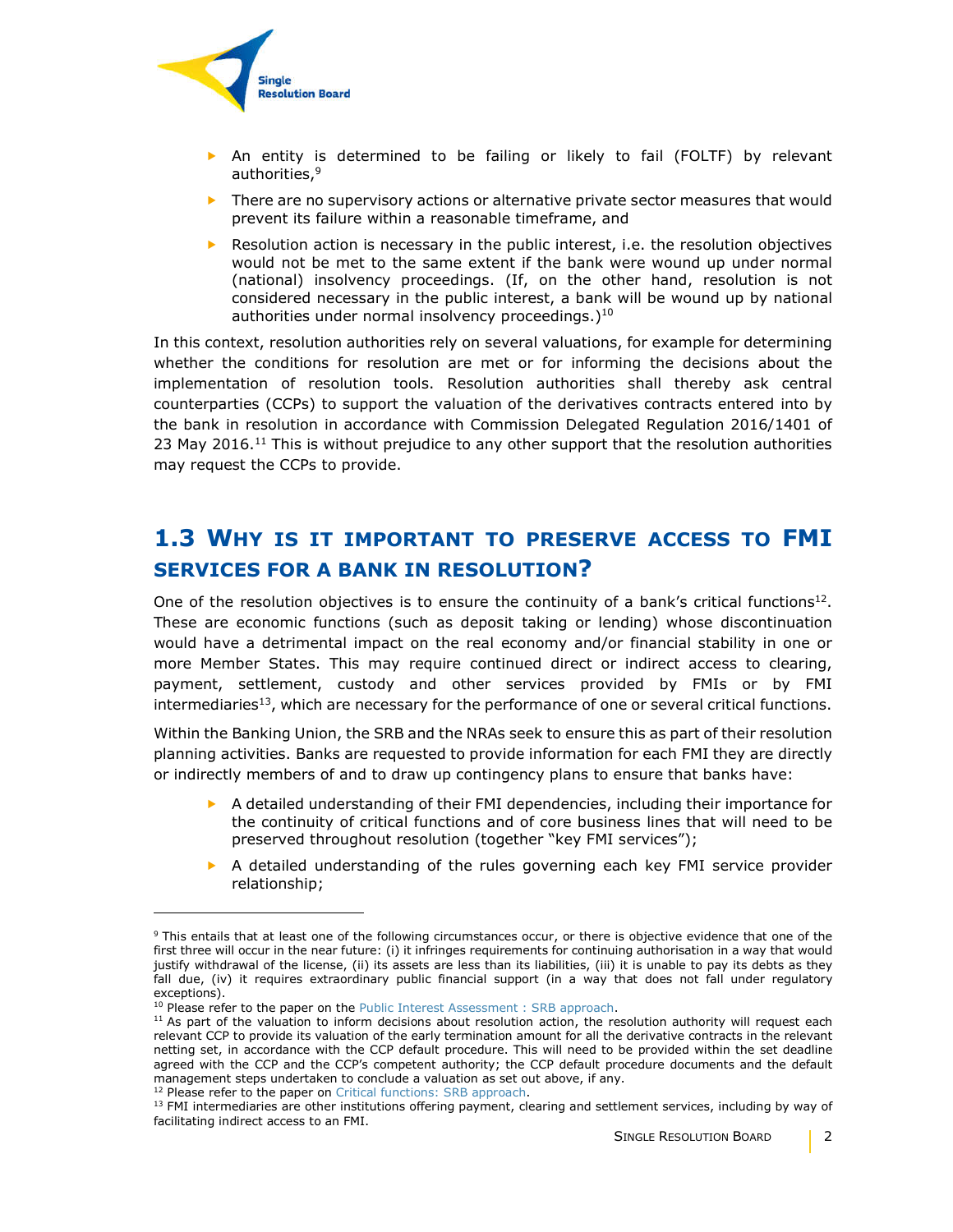- An entity is determined to be failing or likely to fail (FOLTF) by relevant authorities,[9]
- There are no supervisory actions or alternative private sector measures that would prevent its failure within a reasonable timeframe, and
- Resolution action is necessary in the public interest, i.e. the resolution objectives would not be met to the same extent if the bank were wound up under normal (national) insolvency proceedings. (If, on the other hand, resolution is not considered necessary in the public interest, a bank will be wound up by national authorities under normal insolvency proceedings.)[10]

In this context, resolution authorities rely on several valuations, for example for determining whether the conditions for resolution are met or for informing the decisions about the implementation of resolution tools. Resolution authorities shall thereby ask central counterparties (CCPs) to support the valuation of the derivatives contracts entered into by the bank in resolution in accordance with Commission Delegated Regulation 2016/1401 of 23 May 2016.[11] This is without prejudice to any other support that the resolution authorities may request the CCPs to provide.

## 1.3 Why is it important to preserve access to FMI services for a bank in resolution?

One of the resolution objectives is to ensure the continuity of a bank's critical functions[12]. These are economic functions (such as deposit taking or lending) whose discontinuation would have a detrimental impact on the real economy and/or financial stability in one or more Member States. This may require continued direct or indirect access to clearing, payment, settlement, custody and other services provided by FMIs or by FMI intermediaries[13], which are necessary for the performance of one or several critical functions.

Within the Banking Union, the SRB and the NRAs seek to ensure this as part of their resolution planning activities. Banks are requested to provide information for each FMI they are directly or indirectly members of and to draw up contingency plans to ensure that banks have:

- A detailed understanding of their FMI dependencies, including their importance for the continuity of critical functions and of core business lines that will need to be preserved throughout resolution (together "key FMI services");
- A detailed understanding of the rules governing each key FMI service provider relationship;

---

[9] This entails that at least one of the following circumstances occur, or there is objective evidence that one of the first three will occur in the near future: (i) it infringes requirements for continuing authorisation in a way that would justify withdrawal of the license, (ii) its assets are less than its liabilities, (iii) it is unable to pay its debts as they fall due, (iv) it requires extraordinary public financial support (in a way that does not fall under regulatory exceptions).

[10] Please refer to the paper on the Public Interest Assessment : SRB approach.

[11] As part of the valuation to inform decisions about resolution action, the resolution authority will request each relevant CCP to provide its valuation of the early termination amount for all the derivative contracts in the relevant netting set, in accordance with the CCP default procedure. This will need to be provided within the set deadline agreed with the CCP and the CCP's competent authority; the CCP default procedure documents and the default management steps undertaken to conclude a valuation as set out above, if any.

[12] Please refer to the paper on Critical functions: SRB approach.

[13] FMI intermediaries are other institutions offering payment, clearing and settlement services, including by way of facilitating indirect access to an FMI.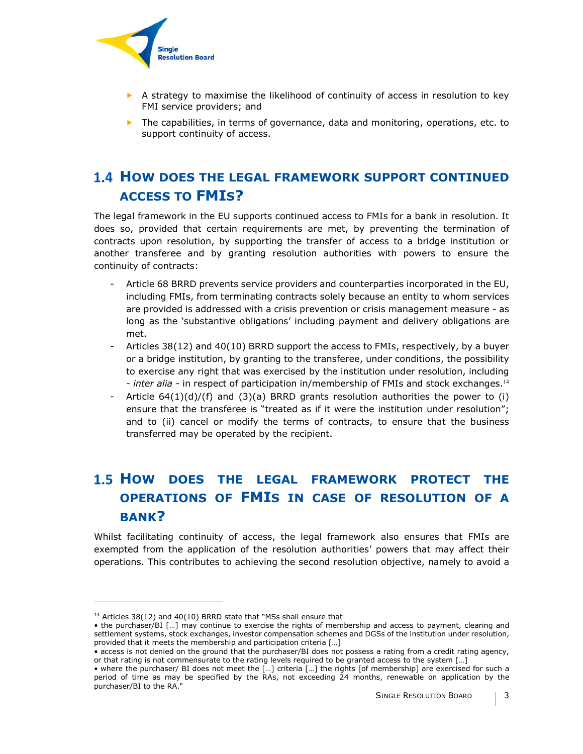- A strategy to maximise the likelihood of continuity of access in resolution to key FMI service providers; and
- The capabilities, in terms of governance, data and monitoring, operations, etc. to support continuity of access.

## 1.4 HOW DOES THE LEGAL FRAMEWORK SUPPORT CONTINUED ACCESS TO FMIS?

The legal framework in the EU supports continued access to FMIs for a bank in resolution. It does so, provided that certain requirements are met, by preventing the termination of contracts upon resolution, by supporting the transfer of access to a bridge institution or another transferee and by granting resolution authorities with powers to ensure the continuity of contracts:

- Article 68 BRRD prevents service providers and counterparties incorporated in the EU, including FMIs, from terminating contracts solely because an entity to whom services are provided is addressed with a crisis prevention or crisis management measure - as long as the 'substantive obligations' including payment and delivery obligations are met.
- Articles 38(12) and 40(10) BRRD support the access to FMIs, respectively, by a buyer or a bridge institution, by granting to the transferee, under conditions, the possibility to exercise any right that was exercised by the institution under resolution, including - *inter alia* - in respect of participation in/membership of FMIs and stock exchanges.[14]
- Article 64(1)(d)/(f) and (3)(a) BRRD grants resolution authorities the power to (i) ensure that the transferee is "treated as if it were the institution under resolution"; and to (ii) cancel or modify the terms of contracts, to ensure that the business transferred may be operated by the recipient.

## 1.5 HOW DOES THE LEGAL FRAMEWORK PROTECT THE OPERATIONS OF FMIS IN CASE OF RESOLUTION OF A BANK?

Whilst facilitating continuity of access, the legal framework also ensures that FMIs are exempted from the application of the resolution authorities' powers that may affect their operations. This contributes to achieving the second resolution objective, namely to avoid a

[14] Articles 38(12) and 40(10) BRRD state that "MSs shall ensure that
• the purchaser/BI […] may continue to exercise the rights of membership and access to payment, clearing and settlement systems, stock exchanges, investor compensation schemes and DGSs of the institution under resolution, provided that it meets the membership and participation criteria […]
• access is not denied on the ground that the purchaser/BI does not possess a rating from a credit rating agency, or that rating is not commensurate to the rating levels required to be granted access to the system […]
• where the purchaser/ BI does not meet the […] criteria […] the rights [of membership] are exercised for such a period of time as may be specified by the RAs, not exceeding 24 months, renewable on application by the purchaser/BI to the RA."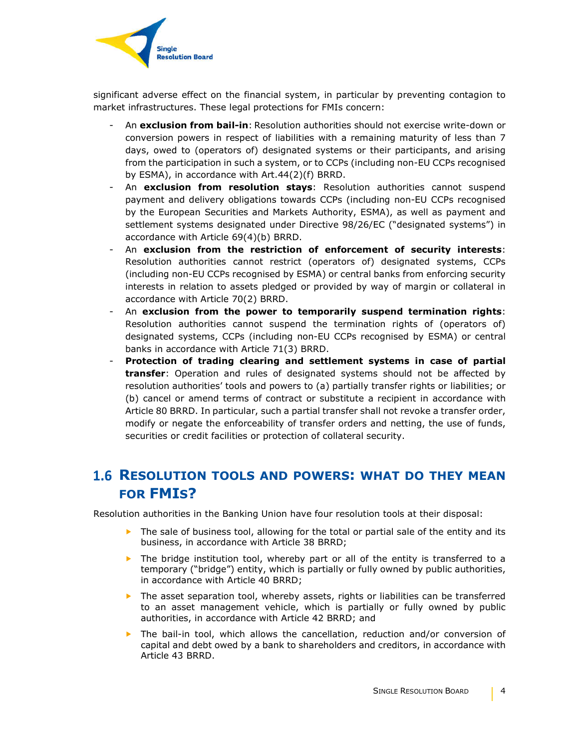significant adverse effect on the financial system, in particular by preventing contagion to market infrastructures. These legal protections for FMIs concern:

- An **exclusion from bail-in**: Resolution authorities should not exercise write-down or conversion powers in respect of liabilities with a remaining maturity of less than 7 days, owed to (operators of) designated systems or their participants, and arising from the participation in such a system, or to CCPs (including non-EU CCPs recognised by ESMA), in accordance with Art.44(2)(f) BRRD.
- An **exclusion from resolution stays**: Resolution authorities cannot suspend payment and delivery obligations towards CCPs (including non-EU CCPs recognised by the European Securities and Markets Authority, ESMA), as well as payment and settlement systems designated under Directive 98/26/EC ("designated systems") in accordance with Article 69(4)(b) BRRD.
- An **exclusion from the restriction of enforcement of security interests**: Resolution authorities cannot restrict (operators of) designated systems, CCPs (including non-EU CCPs recognised by ESMA) or central banks from enforcing security interests in relation to assets pledged or provided by way of margin or collateral in accordance with Article 70(2) BRRD.
- An **exclusion from the power to temporarily suspend termination rights**: Resolution authorities cannot suspend the termination rights of (operators of) designated systems, CCPs (including non-EU CCPs recognised by ESMA) or central banks in accordance with Article 71(3) BRRD.
- **Protection of trading clearing and settlement systems in case of partial transfer**: Operation and rules of designated systems should not be affected by resolution authorities' tools and powers to (a) partially transfer rights or liabilities; or (b) cancel or amend terms of contract or substitute a recipient in accordance with Article 80 BRRD. In particular, such a partial transfer shall not revoke a transfer order, modify or negate the enforceability of transfer orders and netting, the use of funds, securities or credit facilities or protection of collateral security.

## 1.6 Resolution tools and powers: what do they mean for FMIs?

Resolution authorities in the Banking Union have four resolution tools at their disposal:

- The sale of business tool, allowing for the total or partial sale of the entity and its business, in accordance with Article 38 BRRD;
- The bridge institution tool, whereby part or all of the entity is transferred to a temporary ("bridge") entity, which is partially or fully owned by public authorities, in accordance with Article 40 BRRD;
- The asset separation tool, whereby assets, rights or liabilities can be transferred to an asset management vehicle, which is partially or fully owned by public authorities, in accordance with Article 42 BRRD; and
- The bail-in tool, which allows the cancellation, reduction and/or conversion of capital and debt owed by a bank to shareholders and creditors, in accordance with Article 43 BRRD.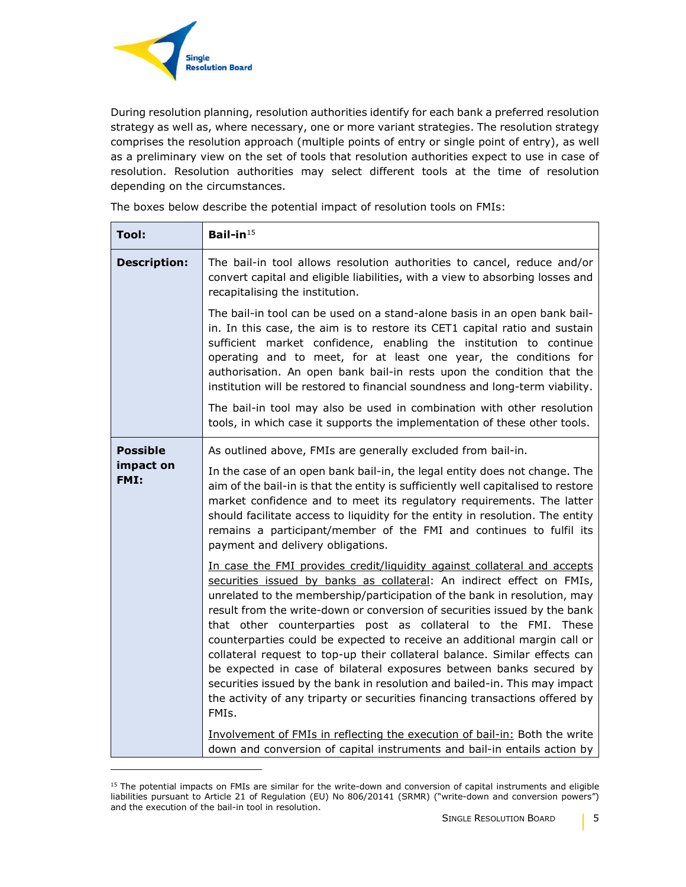During resolution planning, resolution authorities identify for each bank a preferred resolution strategy as well as, where necessary, one or more variant strategies. The resolution strategy comprises the resolution approach (multiple points of entry or single point of entry), as well as a preliminary view on the set of tools that resolution authorities expect to use in case of resolution. Resolution authorities may select different tools at the time of resolution depending on the circumstances.

The boxes below describe the potential impact of resolution tools on FMIs:

| **Tool:** | **Bail-in**[15] |
|---|---|
| **Description:** | The bail-in tool allows resolution authorities to cancel, reduce and/or convert capital and eligible liabilities, with a view to absorbing losses and recapitalising the institution.<br><br>The bail-in tool can be used on a stand-alone basis in an open bank bail-in. In this case, the aim is to restore its CET1 capital ratio and sustain sufficient market confidence, enabling the institution to continue operating and to meet, for at least one year, the conditions for authorisation. An open bank bail-in rests upon the condition that the institution will be restored to financial soundness and long-term viability.<br><br>The bail-in tool may also be used in combination with other resolution tools, in which case it supports the implementation of these other tools. |
| **Possible impact on FMI:** | As outlined above, FMIs are generally excluded from bail-in.<br><br>In the case of an open bank bail-in, the legal entity does not change. The aim of the bail-in is that the entity is sufficiently well capitalised to restore market confidence and to meet its regulatory requirements. The latter should facilitate access to liquidity for the entity in resolution. The entity remains a participant/member of the FMI and continues to fulfil its payment and delivery obligations.<br><br><u>In case the FMI provides credit/liquidity against collateral and accepts securities issued by banks as collateral</u>: An indirect effect on FMIs, unrelated to the membership/participation of the bank in resolution, may result from the write-down or conversion of securities issued by the bank that other counterparties post as collateral to the FMI. These counterparties could be expected to receive an additional margin call or collateral request to top-up their collateral balance. Similar effects can be expected in case of bilateral exposures between banks secured by securities issued by the bank in resolution and bailed-in. This may impact the activity of any triparty or securities financing transactions offered by FMIs.<br><br><u>Involvement of FMIs in reflecting the execution of bail-in:</u> Both the write down and conversion of capital instruments and bail-in entails action by |

[15] The potential impacts on FMIs are similar for the write-down and conversion of capital instruments and eligible liabilities pursuant to Article 21 of Regulation (EU) No 806/20141 (SRMR) ("write-down and conversion powers") and the execution of the bail-in tool in resolution.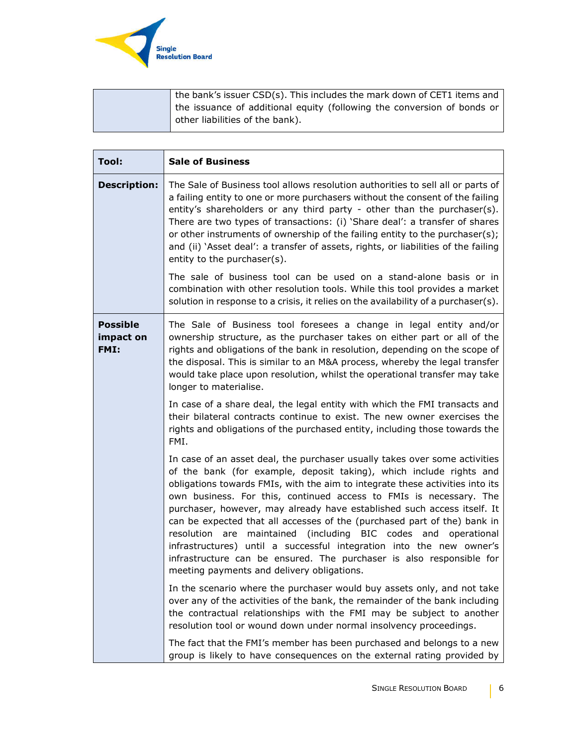| | |
|---|---|
| | the bank's issuer CSD(s). This includes the mark down of CET1 items and the issuance of additional equity (following the conversion of bonds or other liabilities of the bank). |

| **Tool:** | **Sale of Business** |
|---|---|
| **Description:** | The Sale of Business tool allows resolution authorities to sell all or parts of a failing entity to one or more purchasers without the consent of the failing entity's shareholders or any third party - other than the purchaser(s). There are two types of transactions: (i) 'Share deal': a transfer of shares or other instruments of ownership of the failing entity to the purchaser(s); and (ii) 'Asset deal': a transfer of assets, rights, or liabilities of the failing entity to the purchaser(s).<br><br>The sale of business tool can be used on a stand-alone basis or in combination with other resolution tools. While this tool provides a market solution in response to a crisis, it relies on the availability of a purchaser(s). |
| **Possible impact on FMI:** | The Sale of Business tool foresees a change in legal entity and/or ownership structure, as the purchaser takes on either part or all of the rights and obligations of the bank in resolution, depending on the scope of the disposal. This is similar to an M&A process, whereby the legal transfer would take place upon resolution, whilst the operational transfer may take longer to materialise.<br><br>In case of a share deal, the legal entity with which the FMI transacts and their bilateral contracts continue to exist. The new owner exercises the rights and obligations of the purchased entity, including those towards the FMI.<br><br>In case of an asset deal, the purchaser usually takes over some activities of the bank (for example, deposit taking), which include rights and obligations towards FMIs, with the aim to integrate these activities into its own business. For this, continued access to FMIs is necessary. The purchaser, however, may already have established such access itself. It can be expected that all accesses of the (purchased part of the) bank in resolution are maintained (including BIC codes and operational infrastructures) until a successful integration into the new owner's infrastructure can be ensured. The purchaser is also responsible for meeting payments and delivery obligations.<br><br>In the scenario where the purchaser would buy assets only, and not take over any of the activities of the bank, the remainder of the bank including the contractual relationships with the FMI may be subject to another resolution tool or wound down under normal insolvency proceedings.<br><br>The fact that the FMI's member has been purchased and belongs to a new group is likely to have consequences on the external rating provided by |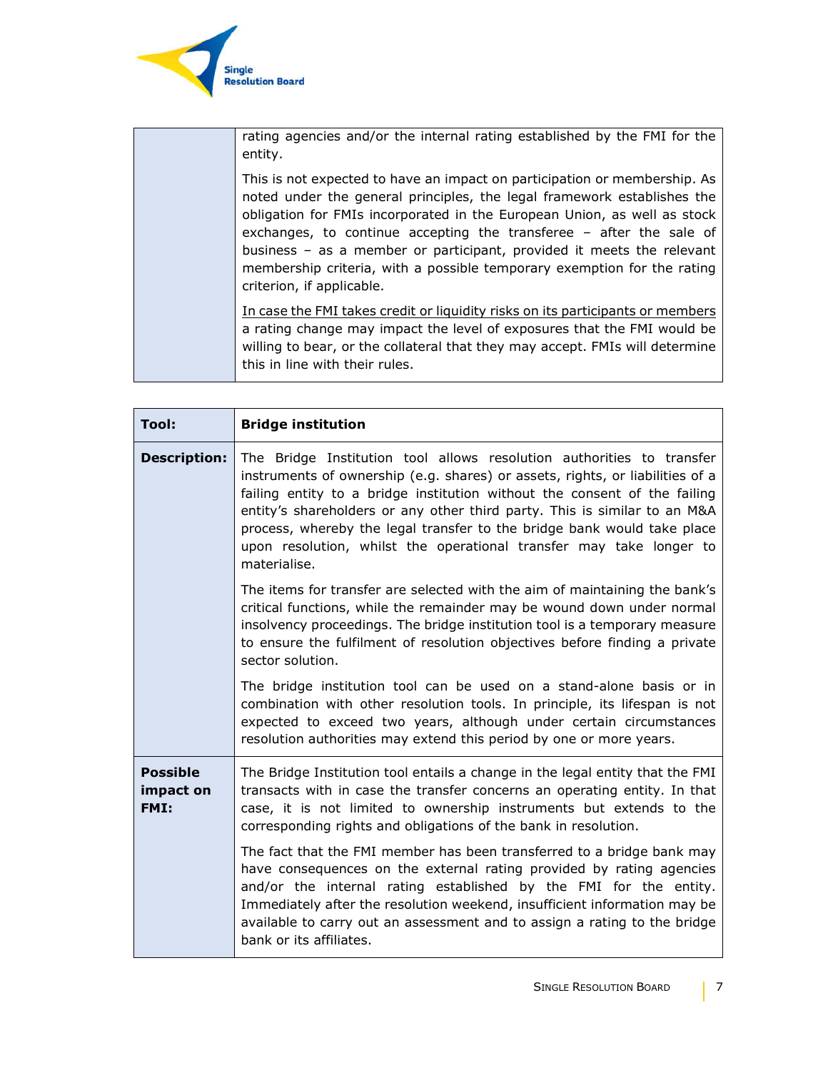| | |
|---|---|
| | rating agencies and/or the internal rating established by the FMI for the entity.<br><br>This is not expected to have an impact on participation or membership. As noted under the general principles, the legal framework establishes the obligation for FMIs incorporated in the European Union, as well as stock exchanges, to continue accepting the transferee – after the sale of business – as a member or participant, provided it meets the relevant membership criteria, with a possible temporary exemption for the rating criterion, if applicable.<br><br><u>In case the FMI takes credit or liquidity risks on its participants or members</u> a rating change may impact the level of exposures that the FMI would be willing to bear, or the collateral that they may accept. FMIs will determine this in line with their rules. |

| **Tool:** | **Bridge institution** |
|---|---|
| **Description:** | The Bridge Institution tool allows resolution authorities to transfer instruments of ownership (e.g. shares) or assets, rights, or liabilities of a failing entity to a bridge institution without the consent of the failing entity's shareholders or any other third party. This is similar to an M&A process, whereby the legal transfer to the bridge bank would take place upon resolution, whilst the operational transfer may take longer to materialise.<br><br>The items for transfer are selected with the aim of maintaining the bank's critical functions, while the remainder may be wound down under normal insolvency proceedings. The bridge institution tool is a temporary measure to ensure the fulfilment of resolution objectives before finding a private sector solution.<br><br>The bridge institution tool can be used on a stand-alone basis or in combination with other resolution tools. In principle, its lifespan is not expected to exceed two years, although under certain circumstances resolution authorities may extend this period by one or more years. |
| **Possible impact on FMI:** | The Bridge Institution tool entails a change in the legal entity that the FMI transacts with in case the transfer concerns an operating entity. In that case, it is not limited to ownership instruments but extends to the corresponding rights and obligations of the bank in resolution.<br><br>The fact that the FMI member has been transferred to a bridge bank may have consequences on the external rating provided by rating agencies and/or the internal rating established by the FMI for the entity. Immediately after the resolution weekend, insufficient information may be available to carry out an assessment and to assign a rating to the bridge bank or its affiliates. |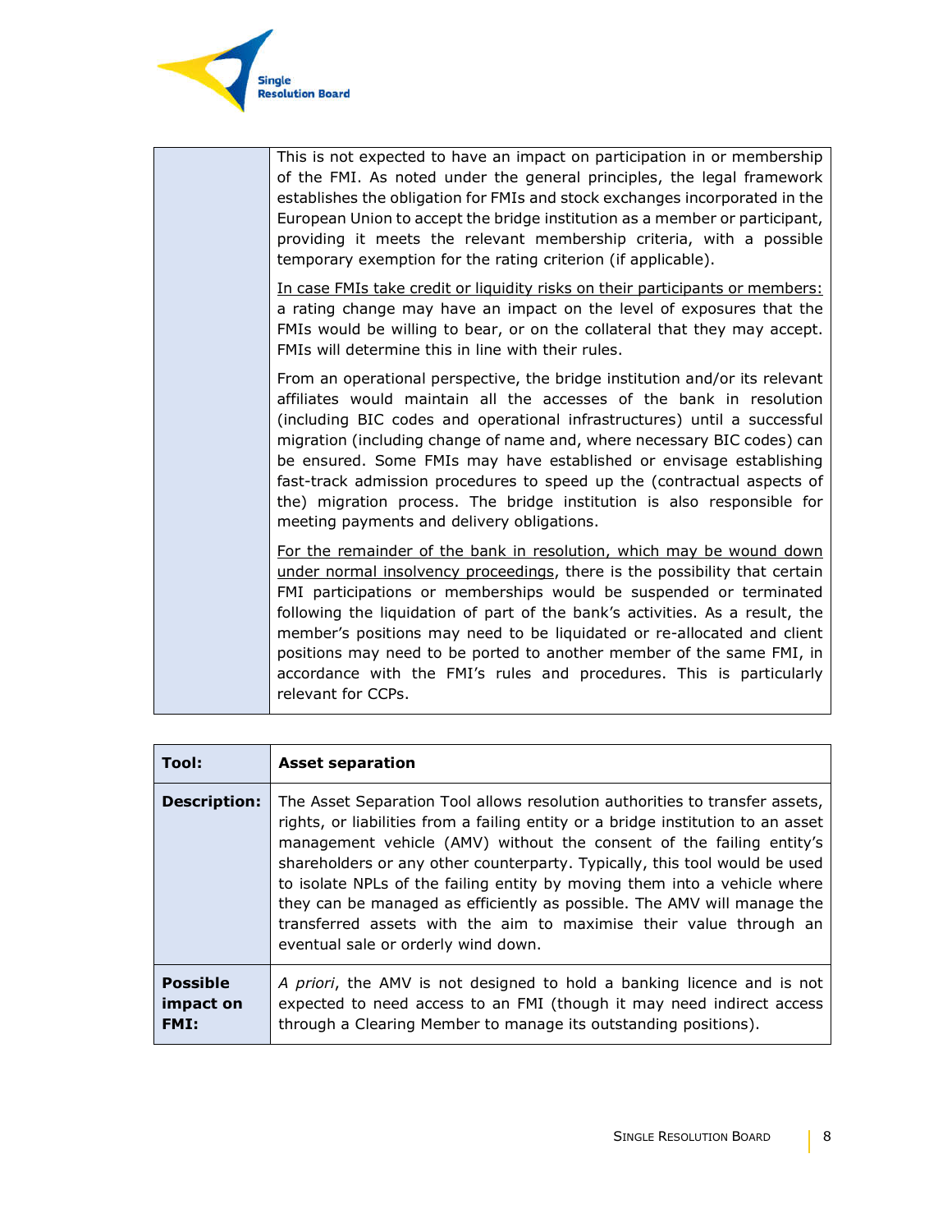| | |
|---|---|
| | This is not expected to have an impact on participation in or membership of the FMI. As noted under the general principles, the legal framework establishes the obligation for FMIs and stock exchanges incorporated in the European Union to accept the bridge institution as a member or participant, providing it meets the relevant membership criteria, with a possible temporary exemption for the rating criterion (if applicable).<br><br><u>In case FMIs take credit or liquidity risks on their participants or members:</u> a rating change may have an impact on the level of exposures that the FMIs would be willing to bear, or on the collateral that they may accept. FMIs will determine this in line with their rules.<br><br>From an operational perspective, the bridge institution and/or its relevant affiliates would maintain all the accesses of the bank in resolution (including BIC codes and operational infrastructures) until a successful migration (including change of name and, where necessary BIC codes) can be ensured. Some FMIs may have established or envisage establishing fast-track admission procedures to speed up the (contractual aspects of the) migration process. The bridge institution is also responsible for meeting payments and delivery obligations.<br><br><u>For the remainder of the bank in resolution, which may be wound down under normal insolvency proceedings</u>, there is the possibility that certain FMI participations or memberships would be suspended or terminated following the liquidation of part of the bank's activities. As a result, the member's positions may need to be liquidated or re-allocated and client positions may need to be ported to another member of the same FMI, in accordance with the FMI's rules and procedures. This is particularly relevant for CCPs. |

| **Tool:** | **Asset separation** |
|---|---|
| **Description:** | The Asset Separation Tool allows resolution authorities to transfer assets, rights, or liabilities from a failing entity or a bridge institution to an asset management vehicle (AMV) without the consent of the failing entity's shareholders or any other counterparty. Typically, this tool would be used to isolate NPLs of the failing entity by moving them into a vehicle where they can be managed as efficiently as possible. The AMV will manage the transferred assets with the aim to maximise their value through an eventual sale or orderly wind down. |
| **Possible impact on FMI:** | *A priori*, the AMV is not designed to hold a banking licence and is not expected to need access to an FMI (though it may need indirect access through a Clearing Member to manage its outstanding positions). |